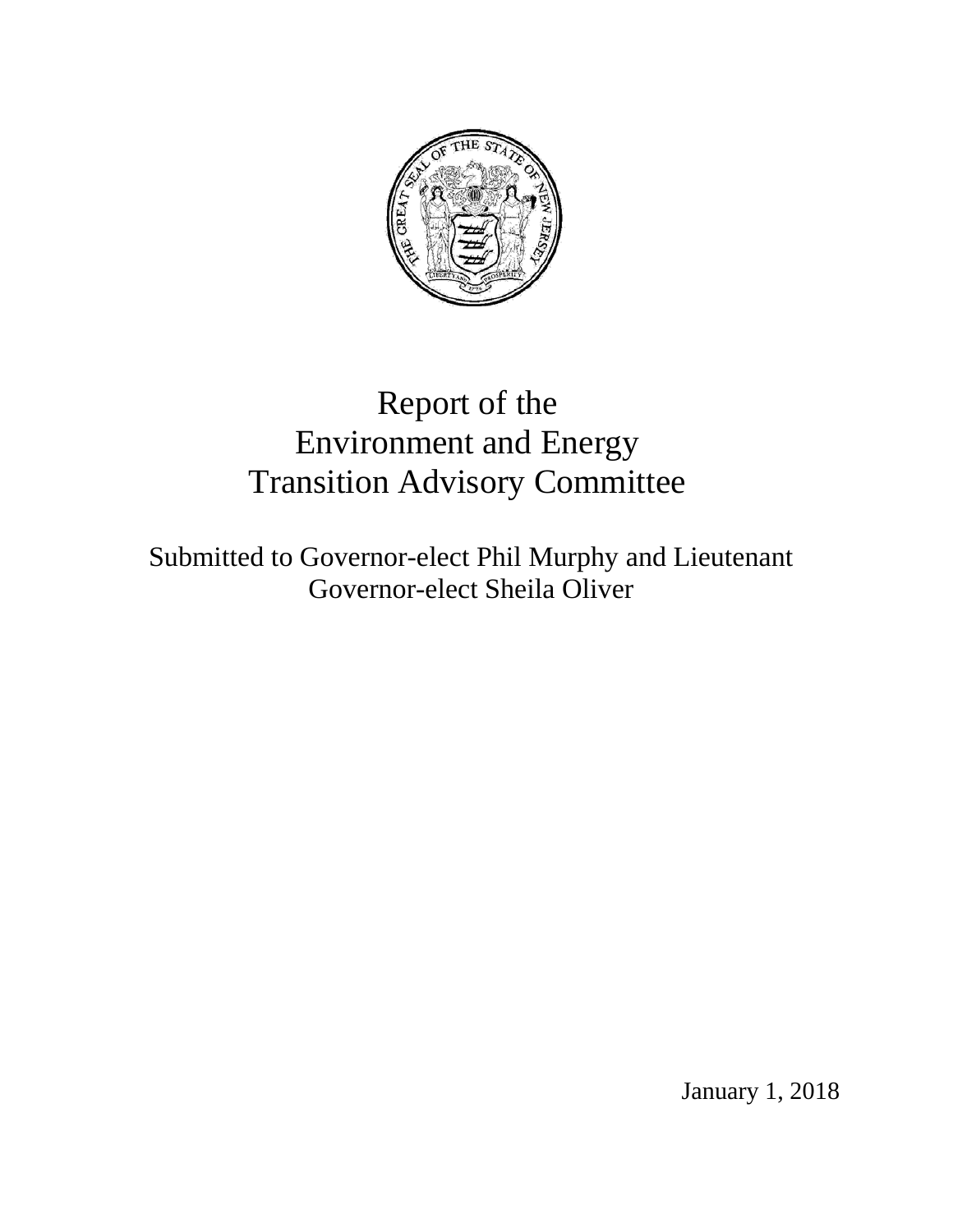# Report of the Environment and Energy Transition Advisory Committee

Submitted to Governor-elect Phil Murphy and Lieutenant Governor-elect Sheila Oliver

January 1, 2018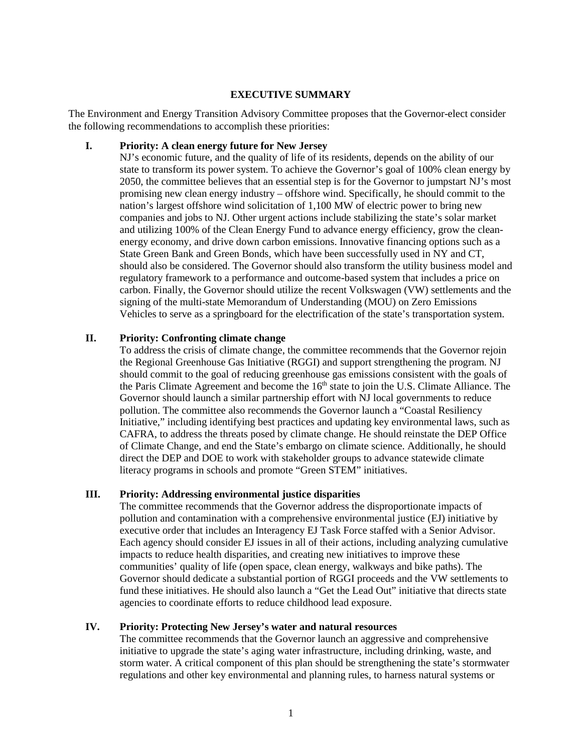## EXECUTIVE SUMMARY

The Environment and Energy Transition Advisory Committee proposes that the Governor-elect consider the following recommendations to accomplish these priorities:

### I. Priority: A clean energy future for New Jersey

NJ's economic future, and the quality of life of its residents, depends on the ability of our state to transform its power system. To achieve the Governor's goal of 100% clean energy by 2050, the committee believes that an essential step is for the Governor to jumpstart NJ's most promising new clean energy industry – offshore wind. Specifically, he should commit to the nation's largest offshore wind solicitation of 1,100 MW of electric power to bring new companies and jobs to NJ. Other urgent actions include stabilizing the state's solar market and utilizing 100% of the Clean Energy Fund to advance energy efficiency, grow the clean-energy economy, and drive down carbon emissions. Innovative financing options such as a State Green Bank and Green Bonds, which have been successfully used in NY and CT, should also be considered. The Governor should also transform the utility business model and regulatory framework to a performance and outcome-based system that includes a price on carbon. Finally, the Governor should utilize the recent Volkswagen (VW) settlements and the signing of the multi-state Memorandum of Understanding (MOU) on Zero Emissions Vehicles to serve as a springboard for the electrification of the state's transportation system.

### II. Priority: Confronting climate change

To address the crisis of climate change, the committee recommends that the Governor rejoin the Regional Greenhouse Gas Initiative (RGGI) and support strengthening the program. NJ should commit to the goal of reducing greenhouse gas emissions consistent with the goals of the Paris Climate Agreement and become the 16th state to join the U.S. Climate Alliance. The Governor should launch a similar partnership effort with NJ local governments to reduce pollution. The committee also recommends the Governor launch a "Coastal Resiliency Initiative," including identifying best practices and updating key environmental laws, such as CAFRA, to address the threats posed by climate change. He should reinstate the DEP Office of Climate Change, and end the State's embargo on climate science. Additionally, he should direct the DEP and DOE to work with stakeholder groups to advance statewide climate literacy programs in schools and promote "Green STEM" initiatives.

### III. Priority: Addressing environmental justice disparities

The committee recommends that the Governor address the disproportionate impacts of pollution and contamination with a comprehensive environmental justice (EJ) initiative by executive order that includes an Interagency EJ Task Force staffed with a Senior Advisor. Each agency should consider EJ issues in all of their actions, including analyzing cumulative impacts to reduce health disparities, and creating new initiatives to improve these communities' quality of life (open space, clean energy, walkways and bike paths). The Governor should dedicate a substantial portion of RGGI proceeds and the VW settlements to fund these initiatives. He should also launch a "Get the Lead Out" initiative that directs state agencies to coordinate efforts to reduce childhood lead exposure.

### IV. Priority: Protecting New Jersey's water and natural resources

The committee recommends that the Governor launch an aggressive and comprehensive initiative to upgrade the state's aging water infrastructure, including drinking, waste, and storm water. A critical component of this plan should be strengthening the state's stormwater regulations and other key environmental and planning rules, to harness natural systems or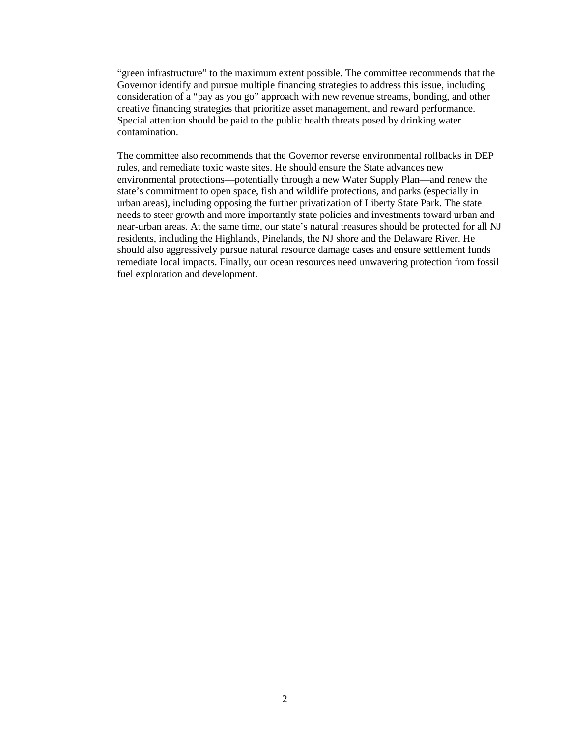"green infrastructure" to the maximum extent possible. The committee recommends that the Governor identify and pursue multiple financing strategies to address this issue, including consideration of a "pay as you go" approach with new revenue streams, bonding, and other creative financing strategies that prioritize asset management, and reward performance. Special attention should be paid to the public health threats posed by drinking water contamination.

The committee also recommends that the Governor reverse environmental rollbacks in DEP rules, and remediate toxic waste sites. He should ensure the State advances new environmental protections—potentially through a new Water Supply Plan—and renew the state's commitment to open space, fish and wildlife protections, and parks (especially in urban areas), including opposing the further privatization of Liberty State Park. The state needs to steer growth and more importantly state policies and investments toward urban and near-urban areas. At the same time, our state's natural treasures should be protected for all NJ residents, including the Highlands, Pinelands, the NJ shore and the Delaware River. He should also aggressively pursue natural resource damage cases and ensure settlement funds remediate local impacts. Finally, our ocean resources need unwavering protection from fossil fuel exploration and development.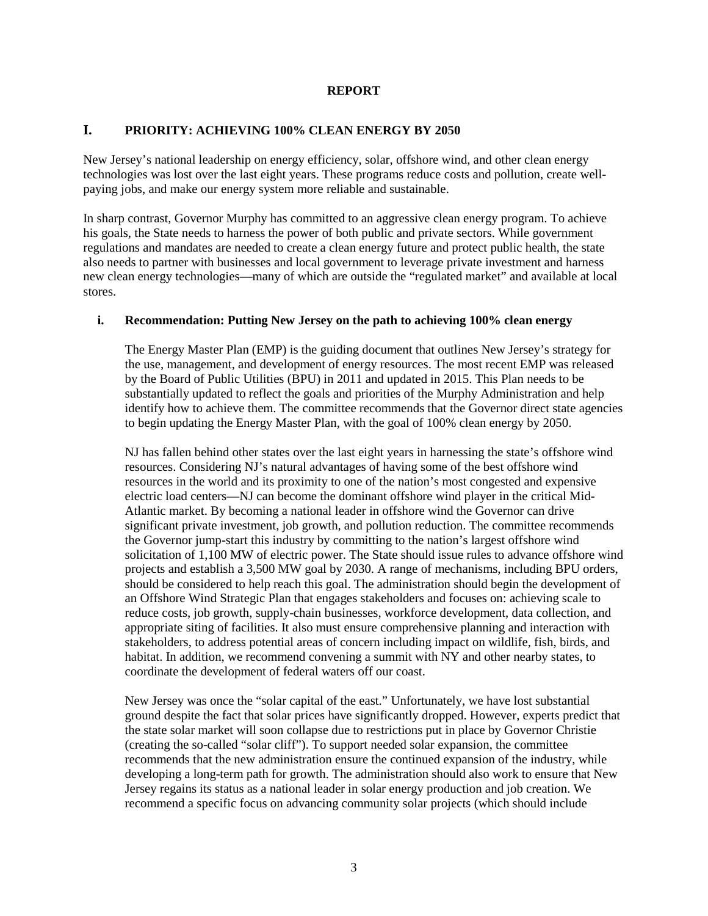# REPORT

## I. PRIORITY: ACHIEVING 100% CLEAN ENERGY BY 2050

New Jersey's national leadership on energy efficiency, solar, offshore wind, and other clean energy technologies was lost over the last eight years. These programs reduce costs and pollution, create well-paying jobs, and make our energy system more reliable and sustainable.

In sharp contrast, Governor Murphy has committed to an aggressive clean energy program. To achieve his goals, the State needs to harness the power of both public and private sectors. While government regulations and mandates are needed to create a clean energy future and protect public health, the state also needs to partner with businesses and local government to leverage private investment and harness new clean energy technologies—many of which are outside the "regulated market" and available at local stores.

### i. Recommendation: Putting New Jersey on the path to achieving 100% clean energy

The Energy Master Plan (EMP) is the guiding document that outlines New Jersey's strategy for the use, management, and development of energy resources. The most recent EMP was released by the Board of Public Utilities (BPU) in 2011 and updated in 2015. This Plan needs to be substantially updated to reflect the goals and priorities of the Murphy Administration and help identify how to achieve them. The committee recommends that the Governor direct state agencies to begin updating the Energy Master Plan, with the goal of 100% clean energy by 2050.

NJ has fallen behind other states over the last eight years in harnessing the state's offshore wind resources. Considering NJ's natural advantages of having some of the best offshore wind resources in the world and its proximity to one of the nation's most congested and expensive electric load centers—NJ can become the dominant offshore wind player in the critical Mid-Atlantic market. By becoming a national leader in offshore wind the Governor can drive significant private investment, job growth, and pollution reduction. The committee recommends the Governor jump-start this industry by committing to the nation's largest offshore wind solicitation of 1,100 MW of electric power. The State should issue rules to advance offshore wind projects and establish a 3,500 MW goal by 2030. A range of mechanisms, including BPU orders, should be considered to help reach this goal. The administration should begin the development of an Offshore Wind Strategic Plan that engages stakeholders and focuses on: achieving scale to reduce costs, job growth, supply-chain businesses, workforce development, data collection, and appropriate siting of facilities. It also must ensure comprehensive planning and interaction with stakeholders, to address potential areas of concern including impact on wildlife, fish, birds, and habitat. In addition, we recommend convening a summit with NY and other nearby states, to coordinate the development of federal waters off our coast.

New Jersey was once the "solar capital of the east." Unfortunately, we have lost substantial ground despite the fact that solar prices have significantly dropped. However, experts predict that the state solar market will soon collapse due to restrictions put in place by Governor Christie (creating the so-called "solar cliff"). To support needed solar expansion, the committee recommends that the new administration ensure the continued expansion of the industry, while developing a long-term path for growth. The administration should also work to ensure that New Jersey regains its status as a national leader in solar energy production and job creation. We recommend a specific focus on advancing community solar projects (which should include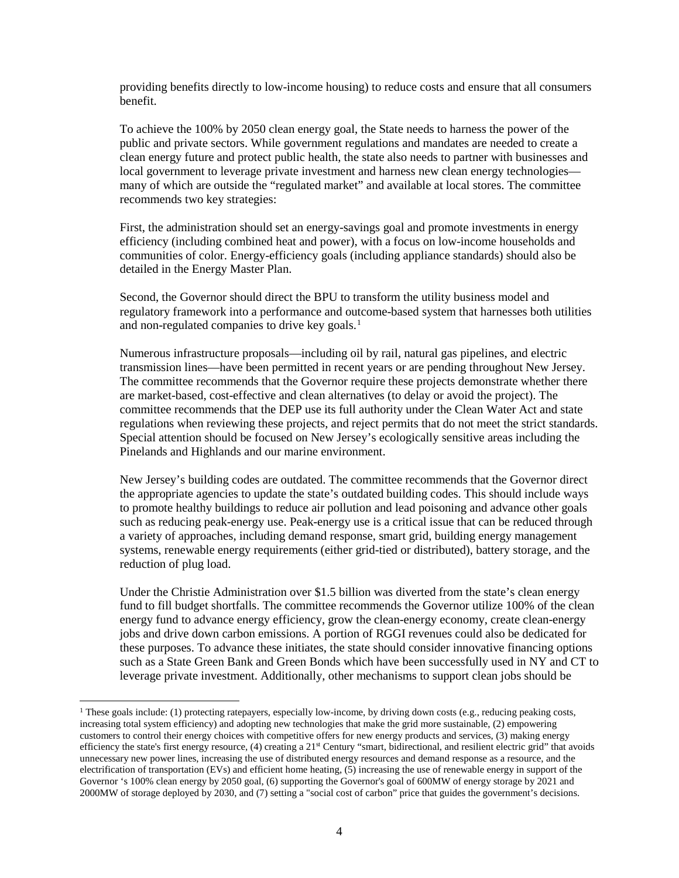providing benefits directly to low-income housing) to reduce costs and ensure that all consumers benefit.

To achieve the 100% by 2050 clean energy goal, the State needs to harness the power of the public and private sectors. While government regulations and mandates are needed to create a clean energy future and protect public health, the state also needs to partner with businesses and local government to leverage private investment and harness new clean energy technologies—many of which are outside the "regulated market" and available at local stores. The committee recommends two key strategies:

First, the administration should set an energy-savings goal and promote investments in energy efficiency (including combined heat and power), with a focus on low-income households and communities of color. Energy-efficiency goals (including appliance standards) should also be detailed in the Energy Master Plan.

Second, the Governor should direct the BPU to transform the utility business model and regulatory framework into a performance and outcome-based system that harnesses both utilities and non-regulated companies to drive key goals.[1]

Numerous infrastructure proposals—including oil by rail, natural gas pipelines, and electric transmission lines—have been permitted in recent years or are pending throughout New Jersey. The committee recommends that the Governor require these projects demonstrate whether there are market-based, cost-effective and clean alternatives (to delay or avoid the project). The committee recommends that the DEP use its full authority under the Clean Water Act and state regulations when reviewing these projects, and reject permits that do not meet the strict standards. Special attention should be focused on New Jersey's ecologically sensitive areas including the Pinelands and Highlands and our marine environment.

New Jersey's building codes are outdated. The committee recommends that the Governor direct the appropriate agencies to update the state's outdated building codes. This should include ways to promote healthy buildings to reduce air pollution and lead poisoning and advance other goals such as reducing peak-energy use. Peak-energy use is a critical issue that can be reduced through a variety of approaches, including demand response, smart grid, building energy management systems, renewable energy requirements (either grid-tied or distributed), battery storage, and the reduction of plug load.

Under the Christie Administration over $1.5 billion was diverted from the state's clean energy fund to fill budget shortfalls. The committee recommends the Governor utilize 100% of the clean energy fund to advance energy efficiency, grow the clean-energy economy, create clean-energy jobs and drive down carbon emissions. A portion of RGGI revenues could also be dedicated for these purposes. To advance these initiates, the state should consider innovative financing options such as a State Green Bank and Green Bonds which have been successfully used in NY and CT to leverage private investment. Additionally, other mechanisms to support clean jobs should be

---

[1] These goals include: (1) protecting ratepayers, especially low-income, by driving down costs (e.g., reducing peaking costs, increasing total system efficiency) and adopting new technologies that make the grid more sustainable, (2) empowering customers to control their energy choices with competitive offers for new energy products and services, (3) making energy efficiency the state's first energy resource, (4) creating a 21st Century "smart, bidirectional, and resilient electric grid" that avoids unnecessary new power lines, increasing the use of distributed energy resources and demand response as a resource, and the electrification of transportation (EVs) and efficient home heating, (5) increasing the use of renewable energy in support of the Governor 's 100% clean energy by 2050 goal, (6) supporting the Governor's goal of 600MW of energy storage by 2021 and 2000MW of storage deployed by 2030, and (7) setting a "social cost of carbon" price that guides the government's decisions.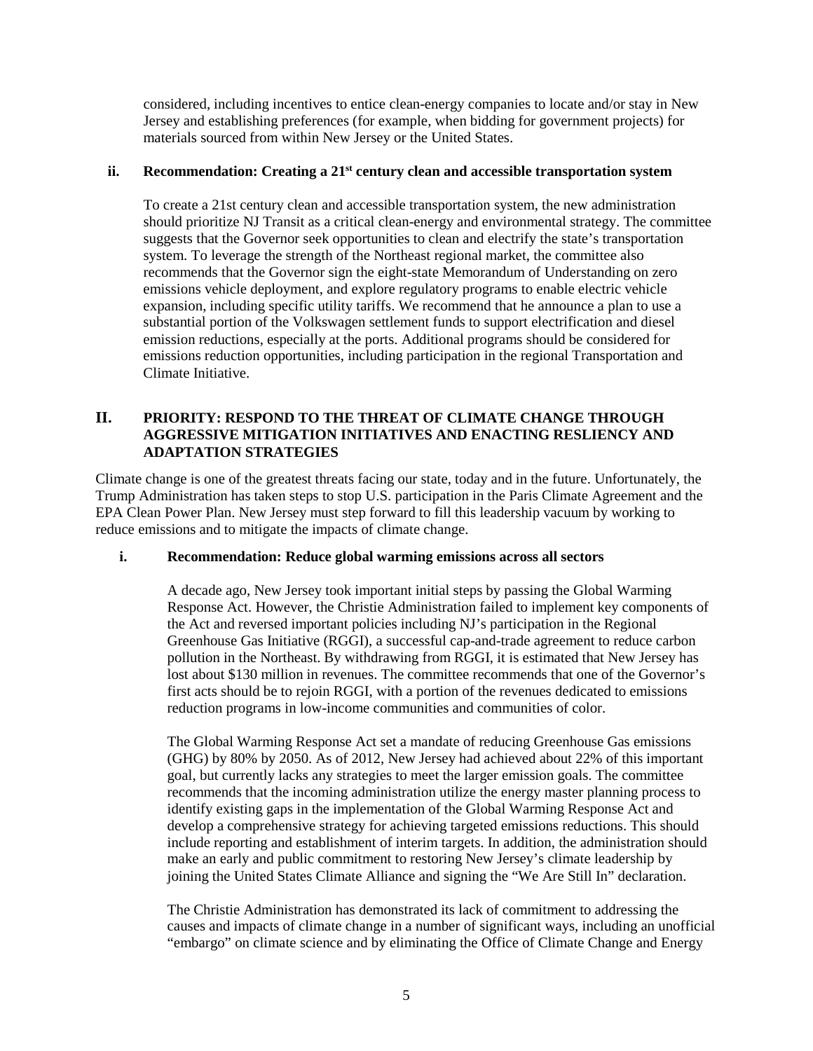considered, including incentives to entice clean-energy companies to locate and/or stay in New Jersey and establishing preferences (for example, when bidding for government projects) for materials sourced from within New Jersey or the United States.

### ii. Recommendation: Creating a 21st century clean and accessible transportation system

To create a 21st century clean and accessible transportation system, the new administration should prioritize NJ Transit as a critical clean-energy and environmental strategy. The committee suggests that the Governor seek opportunities to clean and electrify the state's transportation system. To leverage the strength of the Northeast regional market, the committee also recommends that the Governor sign the eight-state Memorandum of Understanding on zero emissions vehicle deployment, and explore regulatory programs to enable electric vehicle expansion, including specific utility tariffs. We recommend that he announce a plan to use a substantial portion of the Volkswagen settlement funds to support electrification and diesel emission reductions, especially at the ports. Additional programs should be considered for emissions reduction opportunities, including participation in the regional Transportation and Climate Initiative.

## II. PRIORITY: RESPOND TO THE THREAT OF CLIMATE CHANGE THROUGH AGGRESSIVE MITIGATION INITIATIVES AND ENACTING RESLIENCY AND ADAPTATION STRATEGIES

Climate change is one of the greatest threats facing our state, today and in the future. Unfortunately, the Trump Administration has taken steps to stop U.S. participation in the Paris Climate Agreement and the EPA Clean Power Plan. New Jersey must step forward to fill this leadership vacuum by working to reduce emissions and to mitigate the impacts of climate change.

### i. Recommendation: Reduce global warming emissions across all sectors

A decade ago, New Jersey took important initial steps by passing the Global Warming Response Act. However, the Christie Administration failed to implement key components of the Act and reversed important policies including NJ's participation in the Regional Greenhouse Gas Initiative (RGGI), a successful cap-and-trade agreement to reduce carbon pollution in the Northeast. By withdrawing from RGGI, it is estimated that New Jersey has lost about $130 million in revenues. The committee recommends that one of the Governor's first acts should be to rejoin RGGI, with a portion of the revenues dedicated to emissions reduction programs in low-income communities and communities of color.

The Global Warming Response Act set a mandate of reducing Greenhouse Gas emissions (GHG) by 80% by 2050. As of 2012, New Jersey had achieved about 22% of this important goal, but currently lacks any strategies to meet the larger emission goals. The committee recommends that the incoming administration utilize the energy master planning process to identify existing gaps in the implementation of the Global Warming Response Act and develop a comprehensive strategy for achieving targeted emissions reductions. This should include reporting and establishment of interim targets. In addition, the administration should make an early and public commitment to restoring New Jersey's climate leadership by joining the United States Climate Alliance and signing the "We Are Still In" declaration.

The Christie Administration has demonstrated its lack of commitment to addressing the causes and impacts of climate change in a number of significant ways, including an unofficial "embargo" on climate science and by eliminating the Office of Climate Change and Energy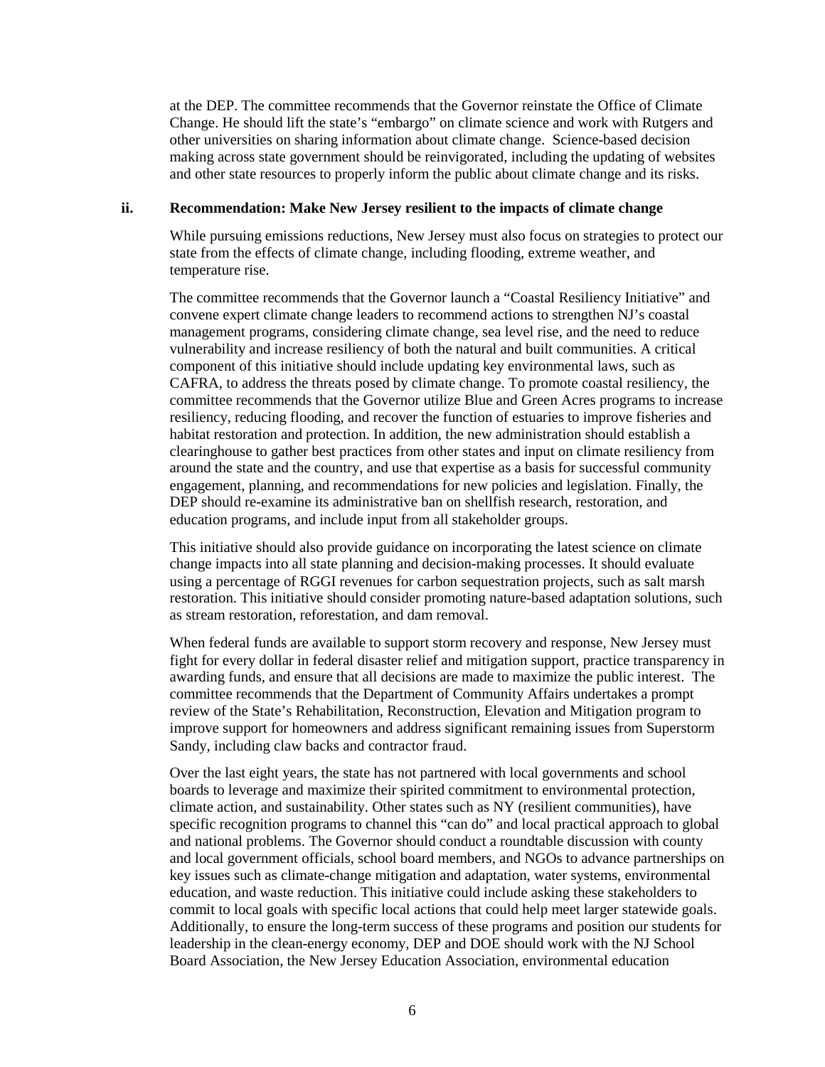at the DEP. The committee recommends that the Governor reinstate the Office of Climate Change. He should lift the state's "embargo" on climate science and work with Rutgers and other universities on sharing information about climate change. Science-based decision making across state government should be reinvigorated, including the updating of websites and other state resources to properly inform the public about climate change and its risks.

### ii. Recommendation: Make New Jersey resilient to the impacts of climate change

While pursuing emissions reductions, New Jersey must also focus on strategies to protect our state from the effects of climate change, including flooding, extreme weather, and temperature rise.

The committee recommends that the Governor launch a "Coastal Resiliency Initiative" and convene expert climate change leaders to recommend actions to strengthen NJ's coastal management programs, considering climate change, sea level rise, and the need to reduce vulnerability and increase resiliency of both the natural and built communities. A critical component of this initiative should include updating key environmental laws, such as CAFRA, to address the threats posed by climate change. To promote coastal resiliency, the committee recommends that the Governor utilize Blue and Green Acres programs to increase resiliency, reducing flooding, and recover the function of estuaries to improve fisheries and habitat restoration and protection. In addition, the new administration should establish a clearinghouse to gather best practices from other states and input on climate resiliency from around the state and the country, and use that expertise as a basis for successful community engagement, planning, and recommendations for new policies and legislation. Finally, the DEP should re-examine its administrative ban on shellfish research, restoration, and education programs, and include input from all stakeholder groups.

This initiative should also provide guidance on incorporating the latest science on climate change impacts into all state planning and decision-making processes. It should evaluate using a percentage of RGGI revenues for carbon sequestration projects, such as salt marsh restoration. This initiative should consider promoting nature-based adaptation solutions, such as stream restoration, reforestation, and dam removal.

When federal funds are available to support storm recovery and response, New Jersey must fight for every dollar in federal disaster relief and mitigation support, practice transparency in awarding funds, and ensure that all decisions are made to maximize the public interest. The committee recommends that the Department of Community Affairs undertakes a prompt review of the State's Rehabilitation, Reconstruction, Elevation and Mitigation program to improve support for homeowners and address significant remaining issues from Superstorm Sandy, including claw backs and contractor fraud.

Over the last eight years, the state has not partnered with local governments and school boards to leverage and maximize their spirited commitment to environmental protection, climate action, and sustainability. Other states such as NY (resilient communities), have specific recognition programs to channel this "can do" and local practical approach to global and national problems. The Governor should conduct a roundtable discussion with county and local government officials, school board members, and NGOs to advance partnerships on key issues such as climate-change mitigation and adaptation, water systems, environmental education, and waste reduction. This initiative could include asking these stakeholders to commit to local goals with specific local actions that could help meet larger statewide goals. Additionally, to ensure the long-term success of these programs and position our students for leadership in the clean-energy economy, DEP and DOE should work with the NJ School Board Association, the New Jersey Education Association, environmental education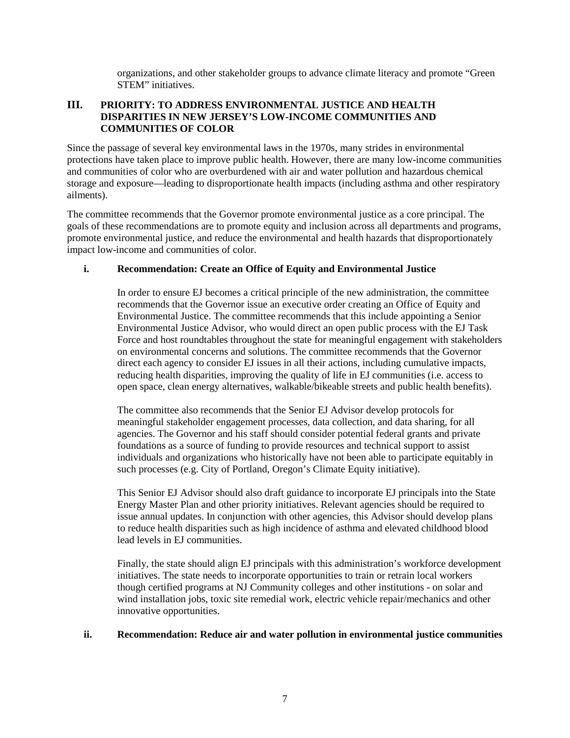organizations, and other stakeholder groups to advance climate literacy and promote "Green STEM" initiatives.

## III. PRIORITY: TO ADDRESS ENVIRONMENTAL JUSTICE AND HEALTH DISPARITIES IN NEW JERSEY'S LOW-INCOME COMMUNITIES AND COMMUNITIES OF COLOR

Since the passage of several key environmental laws in the 1970s, many strides in environmental protections have taken place to improve public health. However, there are many low-income communities and communities of color who are overburdened with air and water pollution and hazardous chemical storage and exposure—leading to disproportionate health impacts (including asthma and other respiratory ailments).

The committee recommends that the Governor promote environmental justice as a core principal. The goals of these recommendations are to promote equity and inclusion across all departments and programs, promote environmental justice, and reduce the environmental and health hazards that disproportionately impact low-income and communities of color.

### i. Recommendation: Create an Office of Equity and Environmental Justice

In order to ensure EJ becomes a critical principle of the new administration, the committee recommends that the Governor issue an executive order creating an Office of Equity and Environmental Justice. The committee recommends that this include appointing a Senior Environmental Justice Advisor, who would direct an open public process with the EJ Task Force and host roundtables throughout the state for meaningful engagement with stakeholders on environmental concerns and solutions. The committee recommends that the Governor direct each agency to consider EJ issues in all their actions, including cumulative impacts, reducing health disparities, improving the quality of life in EJ communities (i.e. access to open space, clean energy alternatives, walkable/bikeable streets and public health benefits).

The committee also recommends that the Senior EJ Advisor develop protocols for meaningful stakeholder engagement processes, data collection, and data sharing, for all agencies. The Governor and his staff should consider potential federal grants and private foundations as a source of funding to provide resources and technical support to assist individuals and organizations who historically have not been able to participate equitably in such processes (e.g. City of Portland, Oregon's Climate Equity initiative).

This Senior EJ Advisor should also draft guidance to incorporate EJ principals into the State Energy Master Plan and other priority initiatives. Relevant agencies should be required to issue annual updates. In conjunction with other agencies, this Advisor should develop plans to reduce health disparities such as high incidence of asthma and elevated childhood blood lead levels in EJ communities.

Finally, the state should align EJ principals with this administration's workforce development initiatives. The state needs to incorporate opportunities to train or retrain local workers though certified programs at NJ Community colleges and other institutions - on solar and wind installation jobs, toxic site remedial work, electric vehicle repair/mechanics and other innovative opportunities.

### ii. Recommendation: Reduce air and water pollution in environmental justice communities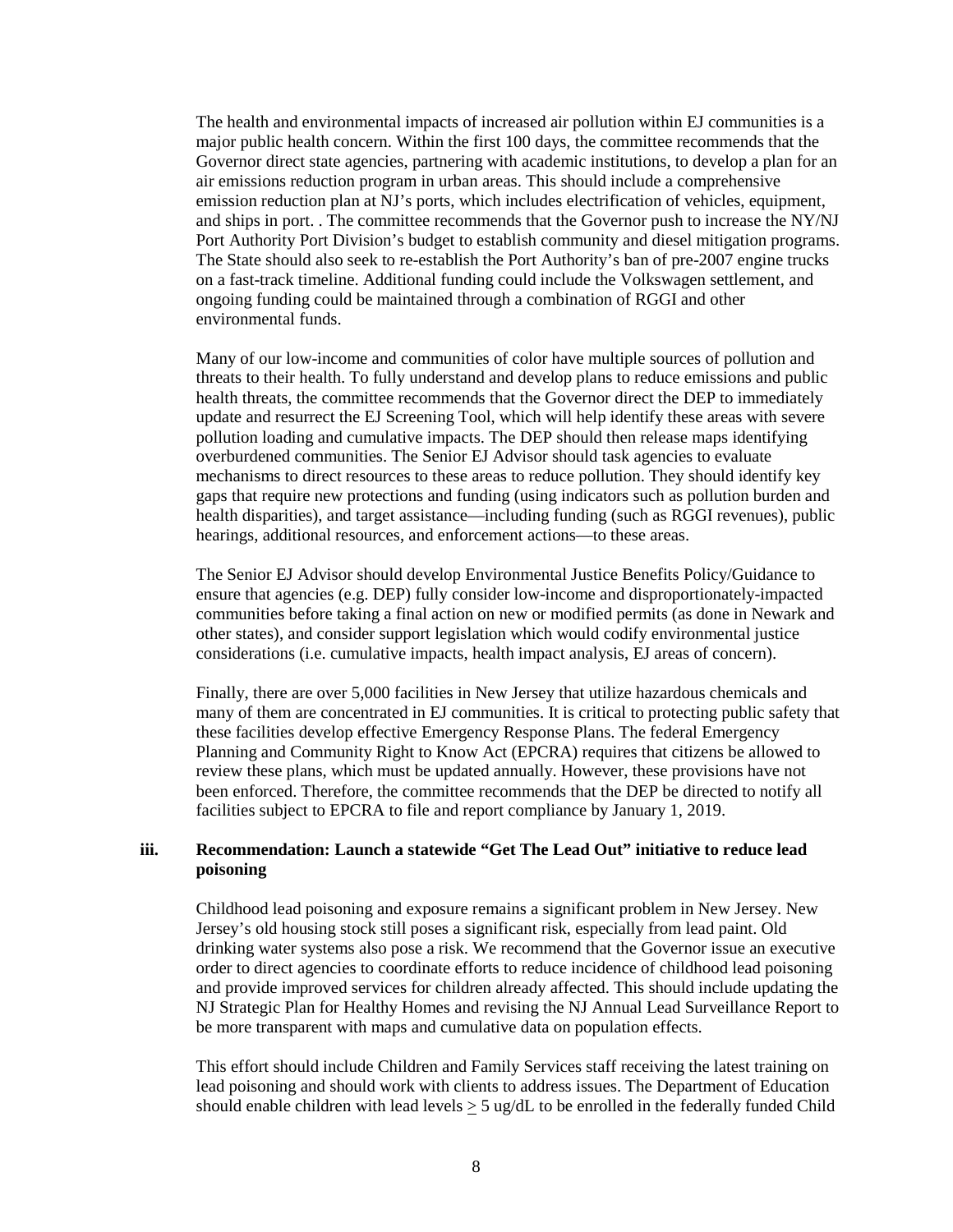The health and environmental impacts of increased air pollution within EJ communities is a major public health concern. Within the first 100 days, the committee recommends that the Governor direct state agencies, partnering with academic institutions, to develop a plan for an air emissions reduction program in urban areas. This should include a comprehensive emission reduction plan at NJ's ports, which includes electrification of vehicles, equipment, and ships in port. . The committee recommends that the Governor push to increase the NY/NJ Port Authority Port Division's budget to establish community and diesel mitigation programs. The State should also seek to re-establish the Port Authority's ban of pre-2007 engine trucks on a fast-track timeline. Additional funding could include the Volkswagen settlement, and ongoing funding could be maintained through a combination of RGGI and other environmental funds.

Many of our low-income and communities of color have multiple sources of pollution and threats to their health. To fully understand and develop plans to reduce emissions and public health threats, the committee recommends that the Governor direct the DEP to immediately update and resurrect the EJ Screening Tool, which will help identify these areas with severe pollution loading and cumulative impacts. The DEP should then release maps identifying overburdened communities. The Senior EJ Advisor should task agencies to evaluate mechanisms to direct resources to these areas to reduce pollution. They should identify key gaps that require new protections and funding (using indicators such as pollution burden and health disparities), and target assistance—including funding (such as RGGI revenues), public hearings, additional resources, and enforcement actions—to these areas.

The Senior EJ Advisor should develop Environmental Justice Benefits Policy/Guidance to ensure that agencies (e.g. DEP) fully consider low-income and disproportionately-impacted communities before taking a final action on new or modified permits (as done in Newark and other states), and consider support legislation which would codify environmental justice considerations (i.e. cumulative impacts, health impact analysis, EJ areas of concern).

Finally, there are over 5,000 facilities in New Jersey that utilize hazardous chemicals and many of them are concentrated in EJ communities. It is critical to protecting public safety that these facilities develop effective Emergency Response Plans. The federal Emergency Planning and Community Right to Know Act (EPCRA) requires that citizens be allowed to review these plans, which must be updated annually. However, these provisions have not been enforced. Therefore, the committee recommends that the DEP be directed to notify all facilities subject to EPCRA to file and report compliance by January 1, 2019.

### iii. Recommendation: Launch a statewide "Get The Lead Out" initiative to reduce lead poisoning

Childhood lead poisoning and exposure remains a significant problem in New Jersey. New Jersey's old housing stock still poses a significant risk, especially from lead paint. Old drinking water systems also pose a risk. We recommend that the Governor issue an executive order to direct agencies to coordinate efforts to reduce incidence of childhood lead poisoning and provide improved services for children already affected. This should include updating the NJ Strategic Plan for Healthy Homes and revising the NJ Annual Lead Surveillance Report to be more transparent with maps and cumulative data on population effects.

This effort should include Children and Family Services staff receiving the latest training on lead poisoning and should work with clients to address issues. The Department of Education should enable children with lead levels $\geq$ 5 ug/dL to be enrolled in the federally funded Child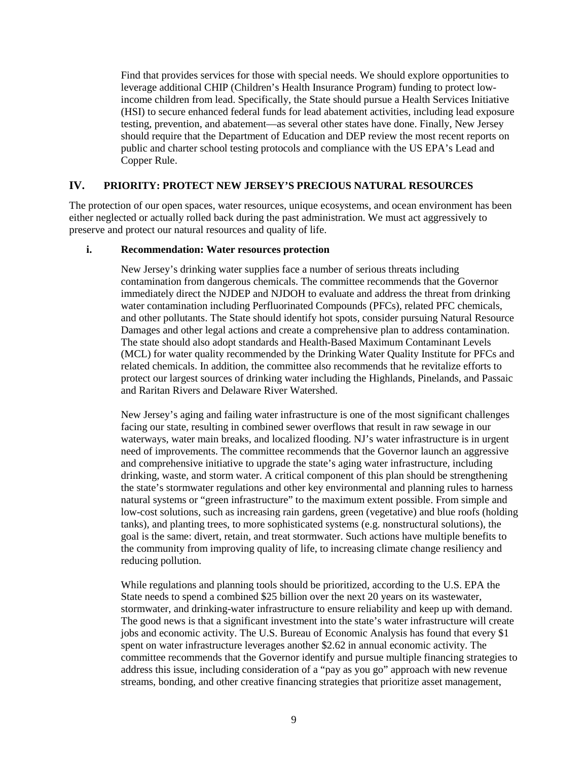Find that provides services for those with special needs. We should explore opportunities to leverage additional CHIP (Children's Health Insurance Program) funding to protect low-income children from lead. Specifically, the State should pursue a Health Services Initiative (HSI) to secure enhanced federal funds for lead abatement activities, including lead exposure testing, prevention, and abatement—as several other states have done. Finally, New Jersey should require that the Department of Education and DEP review the most recent reports on public and charter school testing protocols and compliance with the US EPA's Lead and Copper Rule.

## IV. PRIORITY: PROTECT NEW JERSEY'S PRECIOUS NATURAL RESOURCES

The protection of our open spaces, water resources, unique ecosystems, and ocean environment has been either neglected or actually rolled back during the past administration. We must act aggressively to preserve and protect our natural resources and quality of life.

### i. Recommendation: Water resources protection

New Jersey's drinking water supplies face a number of serious threats including contamination from dangerous chemicals. The committee recommends that the Governor immediately direct the NJDEP and NJDOH to evaluate and address the threat from drinking water contamination including Perfluorinated Compounds (PFCs), related PFC chemicals, and other pollutants. The State should identify hot spots, consider pursuing Natural Resource Damages and other legal actions and create a comprehensive plan to address contamination. The state should also adopt standards and Health-Based Maximum Contaminant Levels (MCL) for water quality recommended by the Drinking Water Quality Institute for PFCs and related chemicals. In addition, the committee also recommends that he revitalize efforts to protect our largest sources of drinking water including the Highlands, Pinelands, and Passaic and Raritan Rivers and Delaware River Watershed.

New Jersey's aging and failing water infrastructure is one of the most significant challenges facing our state, resulting in combined sewer overflows that result in raw sewage in our waterways, water main breaks, and localized flooding. NJ's water infrastructure is in urgent need of improvements. The committee recommends that the Governor launch an aggressive and comprehensive initiative to upgrade the state's aging water infrastructure, including drinking, waste, and storm water. A critical component of this plan should be strengthening the state's stormwater regulations and other key environmental and planning rules to harness natural systems or "green infrastructure" to the maximum extent possible. From simple and low-cost solutions, such as increasing rain gardens, green (vegetative) and blue roofs (holding tanks), and planting trees, to more sophisticated systems (e.g. nonstructural solutions), the goal is the same: divert, retain, and treat stormwater. Such actions have multiple benefits to the community from improving quality of life, to increasing climate change resiliency and reducing pollution.

While regulations and planning tools should be prioritized, according to the U.S. EPA the State needs to spend a combined $25 billion over the next 20 years on its wastewater, stormwater, and drinking-water infrastructure to ensure reliability and keep up with demand. The good news is that a significant investment into the state's water infrastructure will create jobs and economic activity. The U.S. Bureau of Economic Analysis has found that every $1 spent on water infrastructure leverages another $2.62 in annual economic activity. The committee recommends that the Governor identify and pursue multiple financing strategies to address this issue, including consideration of a "pay as you go" approach with new revenue streams, bonding, and other creative financing strategies that prioritize asset management,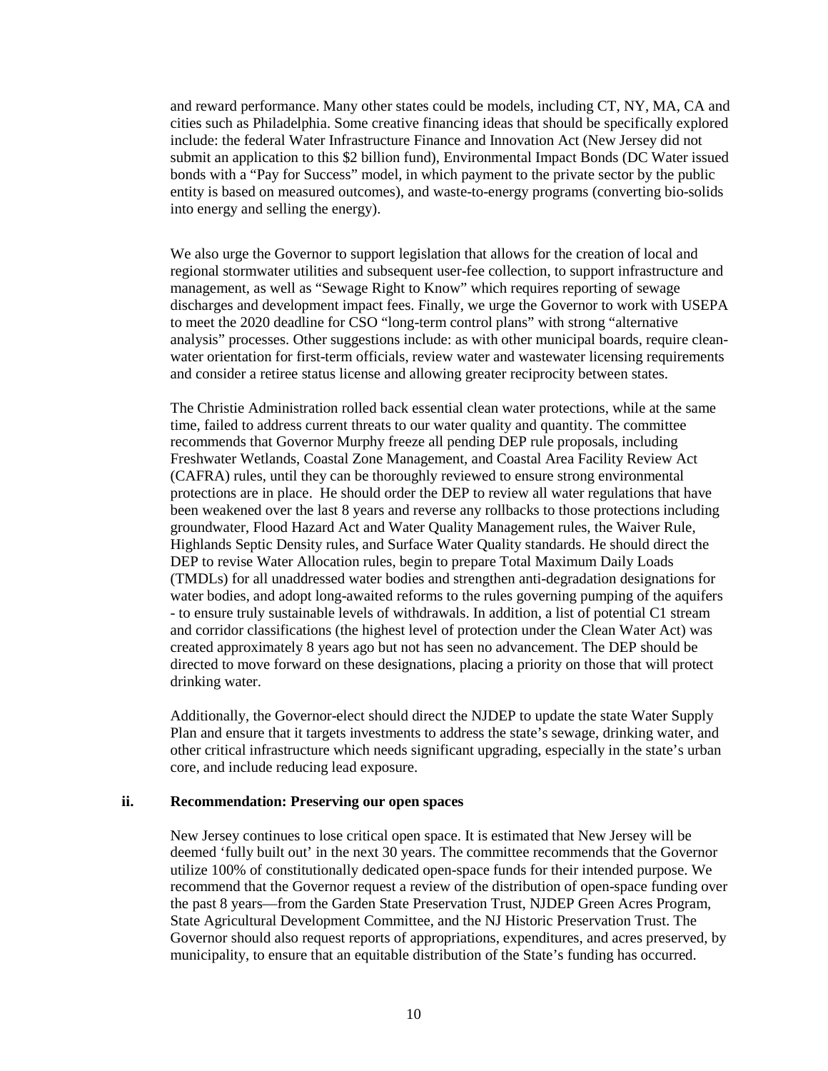and reward performance. Many other states could be models, including CT, NY, MA, CA and cities such as Philadelphia. Some creative financing ideas that should be specifically explored include: the federal Water Infrastructure Finance and Innovation Act (New Jersey did not submit an application to this $2 billion fund), Environmental Impact Bonds (DC Water issued bonds with a "Pay for Success" model, in which payment to the private sector by the public entity is based on measured outcomes), and waste-to-energy programs (converting bio-solids into energy and selling the energy).

We also urge the Governor to support legislation that allows for the creation of local and regional stormwater utilities and subsequent user-fee collection, to support infrastructure and management, as well as "Sewage Right to Know" which requires reporting of sewage discharges and development impact fees. Finally, we urge the Governor to work with USEPA to meet the 2020 deadline for CSO "long-term control plans" with strong "alternative analysis" processes. Other suggestions include: as with other municipal boards, require clean-water orientation for first-term officials, review water and wastewater licensing requirements and consider a retiree status license and allowing greater reciprocity between states.

The Christie Administration rolled back essential clean water protections, while at the same time, failed to address current threats to our water quality and quantity. The committee recommends that Governor Murphy freeze all pending DEP rule proposals, including Freshwater Wetlands, Coastal Zone Management, and Coastal Area Facility Review Act (CAFRA) rules, until they can be thoroughly reviewed to ensure strong environmental protections are in place. He should order the DEP to review all water regulations that have been weakened over the last 8 years and reverse any rollbacks to those protections including groundwater, Flood Hazard Act and Water Quality Management rules, the Waiver Rule, Highlands Septic Density rules, and Surface Water Quality standards. He should direct the DEP to revise Water Allocation rules, begin to prepare Total Maximum Daily Loads (TMDLs) for all unaddressed water bodies and strengthen anti-degradation designations for water bodies, and adopt long-awaited reforms to the rules governing pumping of the aquifers - to ensure truly sustainable levels of withdrawals. In addition, a list of potential C1 stream and corridor classifications (the highest level of protection under the Clean Water Act) was created approximately 8 years ago but not has seen no advancement. The DEP should be directed to move forward on these designations, placing a priority on those that will protect drinking water.

Additionally, the Governor-elect should direct the NJDEP to update the state Water Supply Plan and ensure that it targets investments to address the state's sewage, drinking water, and other critical infrastructure which needs significant upgrading, especially in the state's urban core, and include reducing lead exposure.

### ii. Recommendation: Preserving our open spaces

New Jersey continues to lose critical open space. It is estimated that New Jersey will be deemed 'fully built out' in the next 30 years. The committee recommends that the Governor utilize 100% of constitutionally dedicated open-space funds for their intended purpose. We recommend that the Governor request a review of the distribution of open-space funding over the past 8 years—from the Garden State Preservation Trust, NJDEP Green Acres Program, State Agricultural Development Committee, and the NJ Historic Preservation Trust. The Governor should also request reports of appropriations, expenditures, and acres preserved, by municipality, to ensure that an equitable distribution of the State's funding has occurred.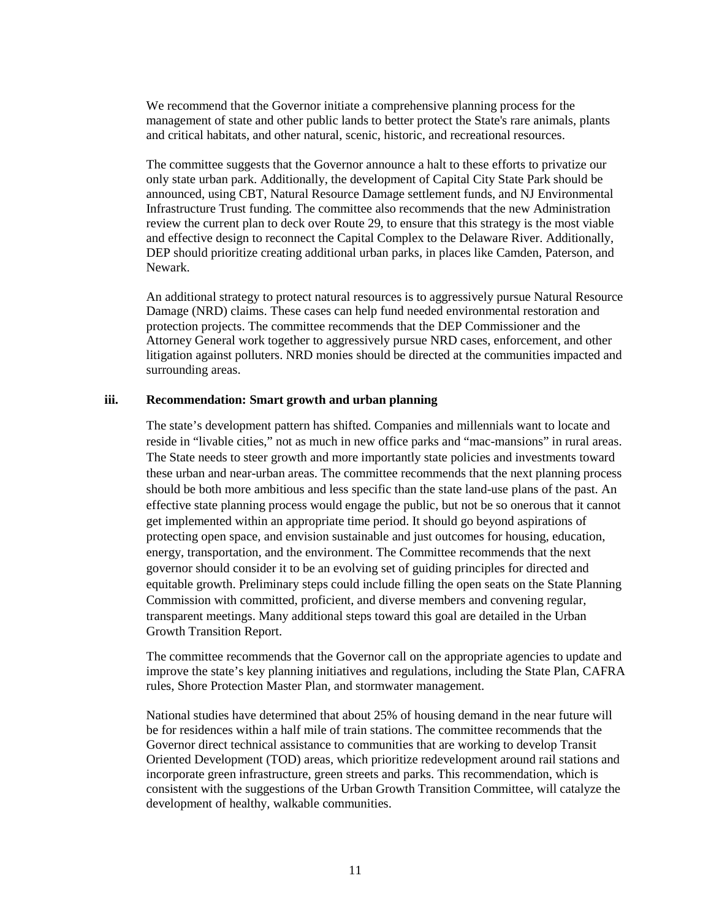We recommend that the Governor initiate a comprehensive planning process for the management of state and other public lands to better protect the State's rare animals, plants and critical habitats, and other natural, scenic, historic, and recreational resources.

The committee suggests that the Governor announce a halt to these efforts to privatize our only state urban park. Additionally, the development of Capital City State Park should be announced, using CBT, Natural Resource Damage settlement funds, and NJ Environmental Infrastructure Trust funding. The committee also recommends that the new Administration review the current plan to deck over Route 29, to ensure that this strategy is the most viable and effective design to reconnect the Capital Complex to the Delaware River. Additionally, DEP should prioritize creating additional urban parks, in places like Camden, Paterson, and Newark.

An additional strategy to protect natural resources is to aggressively pursue Natural Resource Damage (NRD) claims. These cases can help fund needed environmental restoration and protection projects. The committee recommends that the DEP Commissioner and the Attorney General work together to aggressively pursue NRD cases, enforcement, and other litigation against polluters. NRD monies should be directed at the communities impacted and surrounding areas.

### iii. Recommendation: Smart growth and urban planning

The state's development pattern has shifted. Companies and millennials want to locate and reside in "livable cities," not as much in new office parks and "mac-mansions" in rural areas. The State needs to steer growth and more importantly state policies and investments toward these urban and near-urban areas. The committee recommends that the next planning process should be both more ambitious and less specific than the state land-use plans of the past. An effective state planning process would engage the public, but not be so onerous that it cannot get implemented within an appropriate time period. It should go beyond aspirations of protecting open space, and envision sustainable and just outcomes for housing, education, energy, transportation, and the environment. The Committee recommends that the next governor should consider it to be an evolving set of guiding principles for directed and equitable growth. Preliminary steps could include filling the open seats on the State Planning Commission with committed, proficient, and diverse members and convening regular, transparent meetings. Many additional steps toward this goal are detailed in the Urban Growth Transition Report.

The committee recommends that the Governor call on the appropriate agencies to update and improve the state's key planning initiatives and regulations, including the State Plan, CAFRA rules, Shore Protection Master Plan, and stormwater management.

National studies have determined that about 25% of housing demand in the near future will be for residences within a half mile of train stations. The committee recommends that the Governor direct technical assistance to communities that are working to develop Transit Oriented Development (TOD) areas, which prioritize redevelopment around rail stations and incorporate green infrastructure, green streets and parks. This recommendation, which is consistent with the suggestions of the Urban Growth Transition Committee, will catalyze the development of healthy, walkable communities.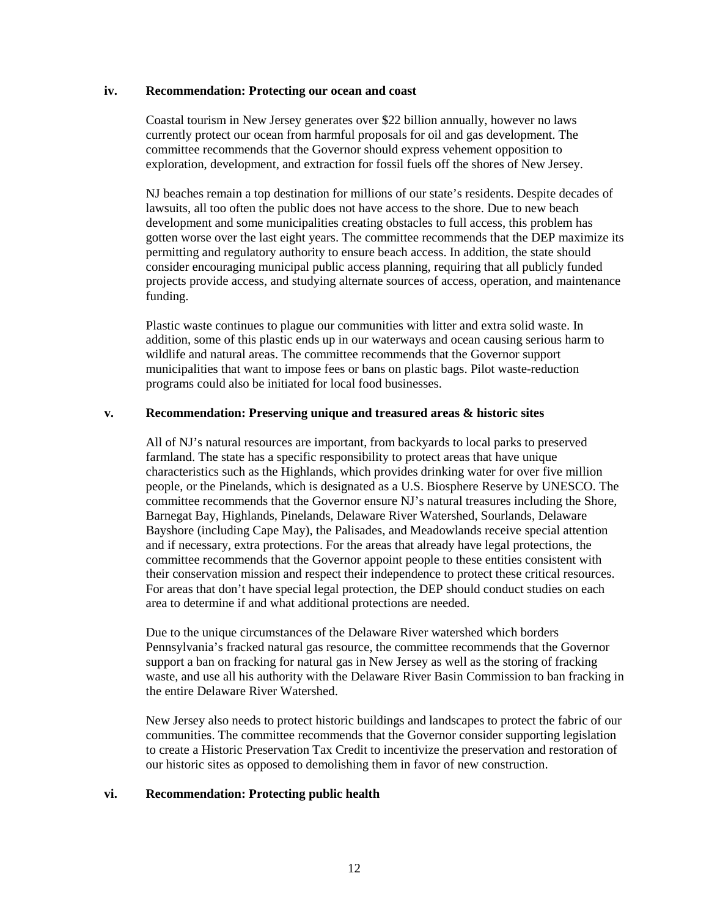### iv. Recommendation: Protecting our ocean and coast

Coastal tourism in New Jersey generates over $22 billion annually, however no laws currently protect our ocean from harmful proposals for oil and gas development. The committee recommends that the Governor should express vehement opposition to exploration, development, and extraction for fossil fuels off the shores of New Jersey.

NJ beaches remain a top destination for millions of our state's residents. Despite decades of lawsuits, all too often the public does not have access to the shore. Due to new beach development and some municipalities creating obstacles to full access, this problem has gotten worse over the last eight years. The committee recommends that the DEP maximize its permitting and regulatory authority to ensure beach access. In addition, the state should consider encouraging municipal public access planning, requiring that all publicly funded projects provide access, and studying alternate sources of access, operation, and maintenance funding.

Plastic waste continues to plague our communities with litter and extra solid waste. In addition, some of this plastic ends up in our waterways and ocean causing serious harm to wildlife and natural areas. The committee recommends that the Governor support municipalities that want to impose fees or bans on plastic bags. Pilot waste-reduction programs could also be initiated for local food businesses.

### v. Recommendation: Preserving unique and treasured areas & historic sites

All of NJ's natural resources are important, from backyards to local parks to preserved farmland. The state has a specific responsibility to protect areas that have unique characteristics such as the Highlands, which provides drinking water for over five million people, or the Pinelands, which is designated as a U.S. Biosphere Reserve by UNESCO. The committee recommends that the Governor ensure NJ's natural treasures including the Shore, Barnegat Bay, Highlands, Pinelands, Delaware River Watershed, Sourlands, Delaware Bayshore (including Cape May), the Palisades, and Meadowlands receive special attention and if necessary, extra protections. For the areas that already have legal protections, the committee recommends that the Governor appoint people to these entities consistent with their conservation mission and respect their independence to protect these critical resources. For areas that don't have special legal protection, the DEP should conduct studies on each area to determine if and what additional protections are needed.

Due to the unique circumstances of the Delaware River watershed which borders Pennsylvania's fracked natural gas resource, the committee recommends that the Governor support a ban on fracking for natural gas in New Jersey as well as the storing of fracking waste, and use all his authority with the Delaware River Basin Commission to ban fracking in the entire Delaware River Watershed.

New Jersey also needs to protect historic buildings and landscapes to protect the fabric of our communities. The committee recommends that the Governor consider supporting legislation to create a Historic Preservation Tax Credit to incentivize the preservation and restoration of our historic sites as opposed to demolishing them in favor of new construction.

### vi. Recommendation: Protecting public health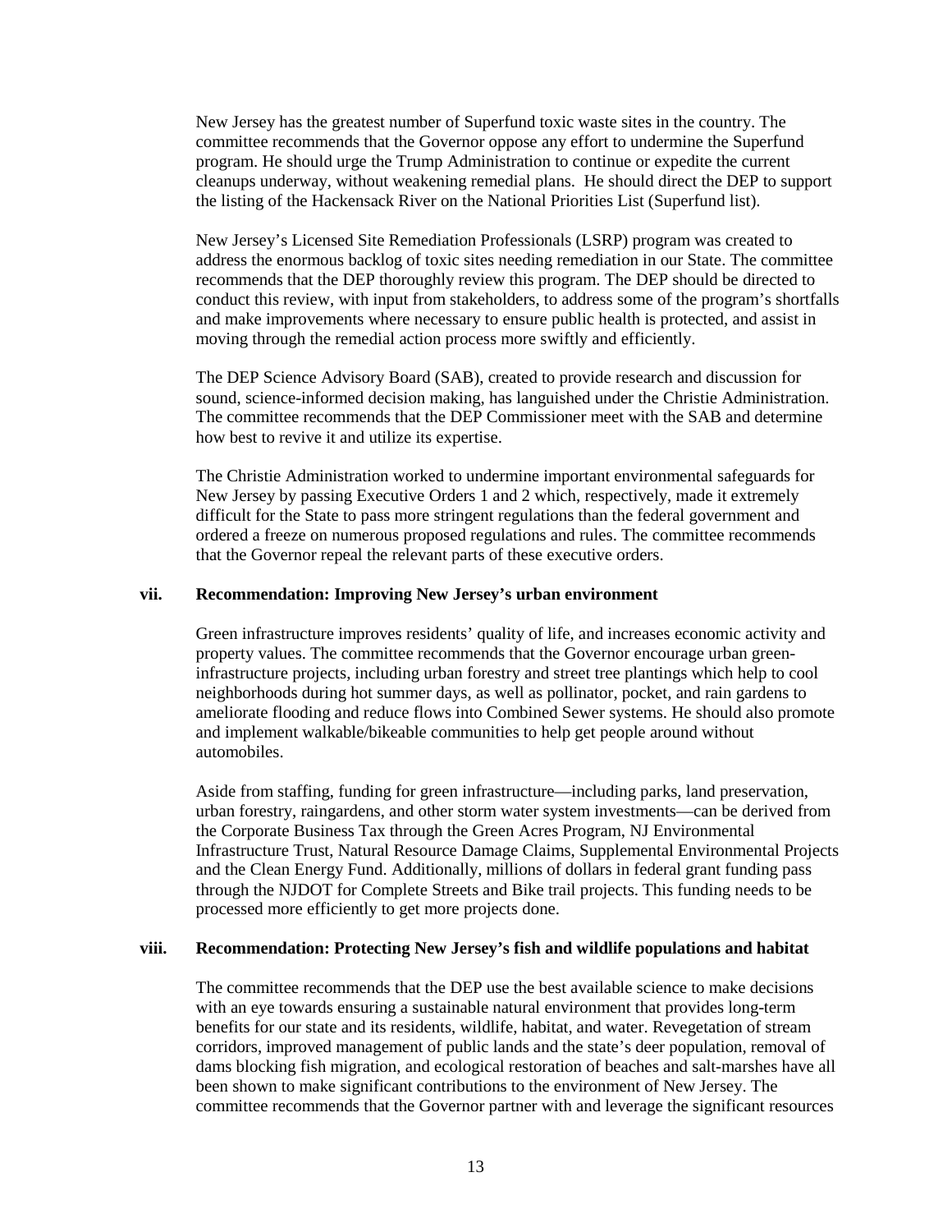New Jersey has the greatest number of Superfund toxic waste sites in the country. The committee recommends that the Governor oppose any effort to undermine the Superfund program. He should urge the Trump Administration to continue or expedite the current cleanups underway, without weakening remedial plans. He should direct the DEP to support the listing of the Hackensack River on the National Priorities List (Superfund list).

New Jersey's Licensed Site Remediation Professionals (LSRP) program was created to address the enormous backlog of toxic sites needing remediation in our State. The committee recommends that the DEP thoroughly review this program. The DEP should be directed to conduct this review, with input from stakeholders, to address some of the program's shortfalls and make improvements where necessary to ensure public health is protected, and assist in moving through the remedial action process more swiftly and efficiently.

The DEP Science Advisory Board (SAB), created to provide research and discussion for sound, science-informed decision making, has languished under the Christie Administration. The committee recommends that the DEP Commissioner meet with the SAB and determine how best to revive it and utilize its expertise.

The Christie Administration worked to undermine important environmental safeguards for New Jersey by passing Executive Orders 1 and 2 which, respectively, made it extremely difficult for the State to pass more stringent regulations than the federal government and ordered a freeze on numerous proposed regulations and rules. The committee recommends that the Governor repeal the relevant parts of these executive orders.

### vii. Recommendation: Improving New Jersey's urban environment

Green infrastructure improves residents' quality of life, and increases economic activity and property values. The committee recommends that the Governor encourage urban green-infrastructure projects, including urban forestry and street tree plantings which help to cool neighborhoods during hot summer days, as well as pollinator, pocket, and rain gardens to ameliorate flooding and reduce flows into Combined Sewer systems. He should also promote and implement walkable/bikeable communities to help get people around without automobiles.

Aside from staffing, funding for green infrastructure—including parks, land preservation, urban forestry, raingardens, and other storm water system investments—can be derived from the Corporate Business Tax through the Green Acres Program, NJ Environmental Infrastructure Trust, Natural Resource Damage Claims, Supplemental Environmental Projects and the Clean Energy Fund. Additionally, millions of dollars in federal grant funding pass through the NJDOT for Complete Streets and Bike trail projects. This funding needs to be processed more efficiently to get more projects done.

### viii. Recommendation: Protecting New Jersey's fish and wildlife populations and habitat

The committee recommends that the DEP use the best available science to make decisions with an eye towards ensuring a sustainable natural environment that provides long-term benefits for our state and its residents, wildlife, habitat, and water. Revegetation of stream corridors, improved management of public lands and the state's deer population, removal of dams blocking fish migration, and ecological restoration of beaches and salt-marshes have all been shown to make significant contributions to the environment of New Jersey. The committee recommends that the Governor partner with and leverage the significant resources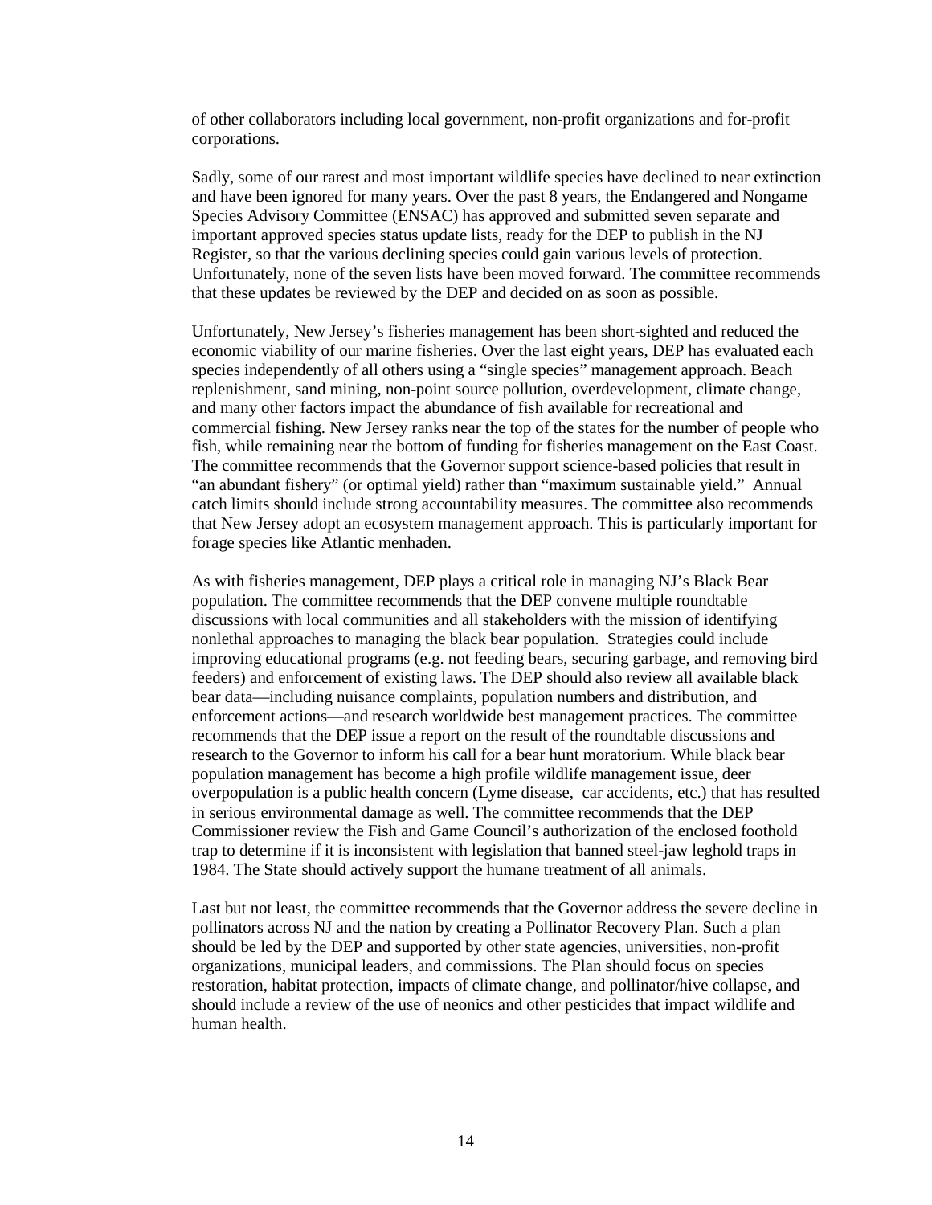of other collaborators including local government, non-profit organizations and for-profit corporations.

Sadly, some of our rarest and most important wildlife species have declined to near extinction and have been ignored for many years. Over the past 8 years, the Endangered and Nongame Species Advisory Committee (ENSAC) has approved and submitted seven separate and important approved species status update lists, ready for the DEP to publish in the NJ Register, so that the various declining species could gain various levels of protection. Unfortunately, none of the seven lists have been moved forward. The committee recommends that these updates be reviewed by the DEP and decided on as soon as possible.

Unfortunately, New Jersey's fisheries management has been short-sighted and reduced the economic viability of our marine fisheries. Over the last eight years, DEP has evaluated each species independently of all others using a "single species" management approach. Beach replenishment, sand mining, non-point source pollution, overdevelopment, climate change, and many other factors impact the abundance of fish available for recreational and commercial fishing. New Jersey ranks near the top of the states for the number of people who fish, while remaining near the bottom of funding for fisheries management on the East Coast. The committee recommends that the Governor support science-based policies that result in "an abundant fishery" (or optimal yield) rather than "maximum sustainable yield." Annual catch limits should include strong accountability measures. The committee also recommends that New Jersey adopt an ecosystem management approach. This is particularly important for forage species like Atlantic menhaden.

As with fisheries management, DEP plays a critical role in managing NJ's Black Bear population. The committee recommends that the DEP convene multiple roundtable discussions with local communities and all stakeholders with the mission of identifying nonlethal approaches to managing the black bear population. Strategies could include improving educational programs (e.g. not feeding bears, securing garbage, and removing bird feeders) and enforcement of existing laws. The DEP should also review all available black bear data—including nuisance complaints, population numbers and distribution, and enforcement actions—and research worldwide best management practices. The committee recommends that the DEP issue a report on the result of the roundtable discussions and research to the Governor to inform his call for a bear hunt moratorium. While black bear population management has become a high profile wildlife management issue, deer overpopulation is a public health concern (Lyme disease, car accidents, etc.) that has resulted in serious environmental damage as well. The committee recommends that the DEP Commissioner review the Fish and Game Council's authorization of the enclosed foothold trap to determine if it is inconsistent with legislation that banned steel-jaw leghold traps in 1984. The State should actively support the humane treatment of all animals.

Last but not least, the committee recommends that the Governor address the severe decline in pollinators across NJ and the nation by creating a Pollinator Recovery Plan. Such a plan should be led by the DEP and supported by other state agencies, universities, non-profit organizations, municipal leaders, and commissions. The Plan should focus on species restoration, habitat protection, impacts of climate change, and pollinator/hive collapse, and should include a review of the use of neonics and other pesticides that impact wildlife and human health.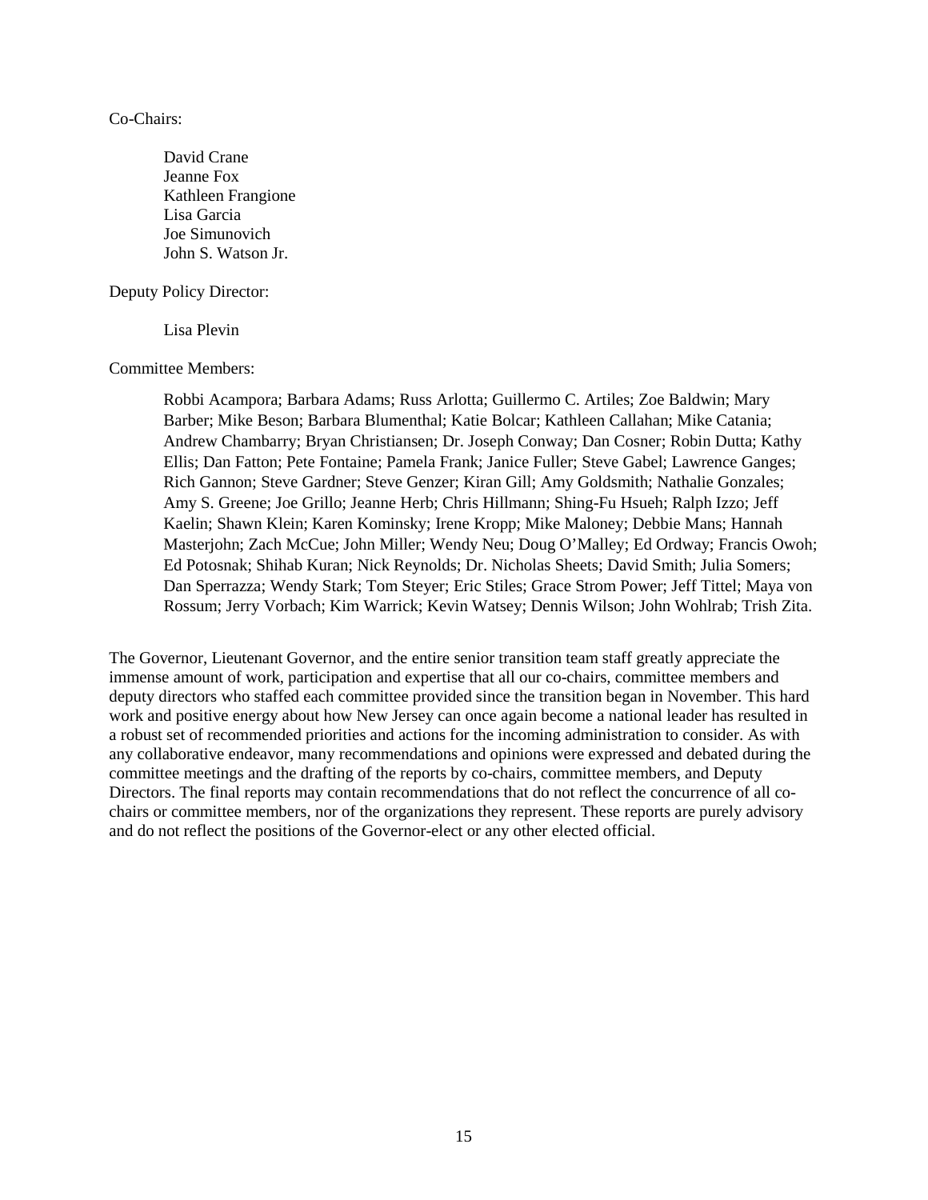Co-Chairs:

David Crane
Jeanne Fox
Kathleen Frangione
Lisa Garcia
Joe Simunovich
John S. Watson Jr.

Deputy Policy Director:

Lisa Plevin

Committee Members:

Robbi Acampora; Barbara Adams; Russ Arlotta; Guillermo C. Artiles; Zoe Baldwin; Mary Barber; Mike Beson; Barbara Blumenthal; Katie Bolcar; Kathleen Callahan; Mike Catania; Andrew Chambarry; Bryan Christiansen; Dr. Joseph Conway; Dan Cosner; Robin Dutta; Kathy Ellis; Dan Fatton; Pete Fontaine; Pamela Frank; Janice Fuller; Steve Gabel; Lawrence Ganges; Rich Gannon; Steve Gardner; Steve Genzer; Kiran Gill; Amy Goldsmith; Nathalie Gonzales; Amy S. Greene; Joe Grillo; Jeanne Herb; Chris Hillmann; Shing-Fu Hsueh; Ralph Izzo; Jeff Kaelin; Shawn Klein; Karen Kominsky; Irene Kropp; Mike Maloney; Debbie Mans; Hannah Masterjohn; Zach McCue; John Miller; Wendy Neu; Doug O'Malley; Ed Ordway; Francis Owoh; Ed Potosnak; Shihab Kuran; Nick Reynolds; Dr. Nicholas Sheets; David Smith; Julia Somers; Dan Sperrazza; Wendy Stark; Tom Steyer; Eric Stiles; Grace Strom Power; Jeff Tittel; Maya von Rossum; Jerry Vorbach; Kim Warrick; Kevin Watsey; Dennis Wilson; John Wohlrab; Trish Zita.

The Governor, Lieutenant Governor, and the entire senior transition team staff greatly appreciate the immense amount of work, participation and expertise that all our co-chairs, committee members and deputy directors who staffed each committee provided since the transition began in November. This hard work and positive energy about how New Jersey can once again become a national leader has resulted in a robust set of recommended priorities and actions for the incoming administration to consider. As with any collaborative endeavor, many recommendations and opinions were expressed and debated during the committee meetings and the drafting of the reports by co-chairs, committee members, and Deputy Directors. The final reports may contain recommendations that do not reflect the concurrence of all co-chairs or committee members, nor of the organizations they represent. These reports are purely advisory and do not reflect the positions of the Governor-elect or any other elected official.